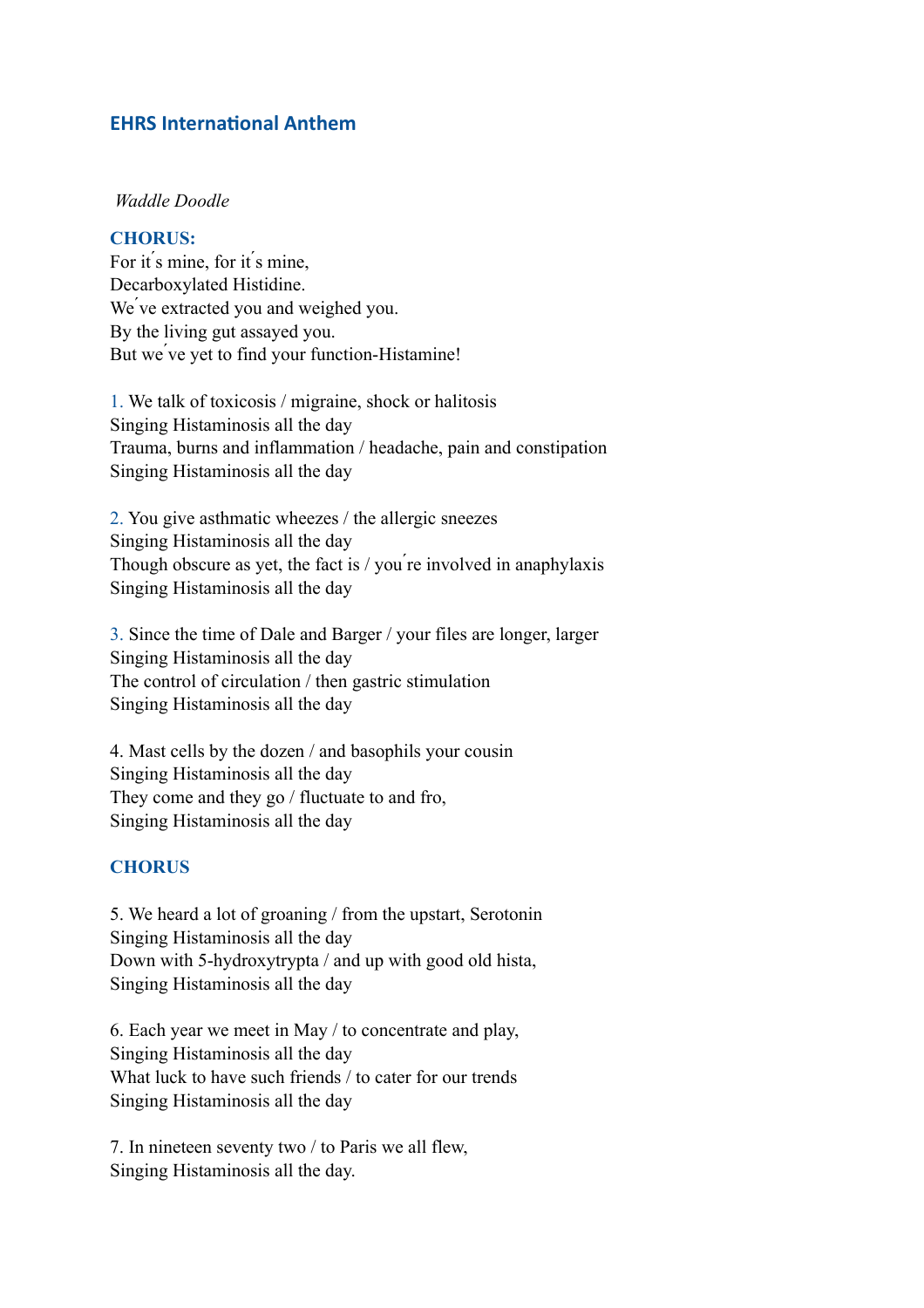## EHRS International Anthem

*Waddle Doodle*

**CHORUS:**
For it´s mine, for it´s mine,
Decarboxylated Histidine.
We´ve extracted you and weighed you.
By the living gut assayed you.
But we´ve yet to find your function-Histamine!

1. We talk of toxicosis / migraine, shock or halitosis
Singing Histaminosis all the day
Trauma, burns and inflammation / headache, pain and constipation
Singing Histaminosis all the day

2. You give asthmatic wheezes / the allergic sneezes
Singing Histaminosis all the day
Though obscure as yet, the fact is / you´re involved in anaphylaxis
Singing Histaminosis all the day

3. Since the time of Dale and Barger / your files are longer, larger
Singing Histaminosis all the day
The control of circulation / then gastric stimulation
Singing Histaminosis all the day

4. Mast cells by the dozen / and basophils your cousin
Singing Histaminosis all the day
They come and they go / fluctuate to and fro,
Singing Histaminosis all the day

**CHORUS**

5. We heard a lot of groaning / from the upstart, Serotonin
Singing Histaminosis all the day
Down with 5-hydroxytrypta / and up with good old hista,
Singing Histaminosis all the day

6. Each year we meet in May / to concentrate and play,
Singing Histaminosis all the day
What luck to have such friends / to cater for our trends
Singing Histaminosis all the day

7. In nineteen seventy two / to Paris we all flew,
Singing Histaminosis all the day.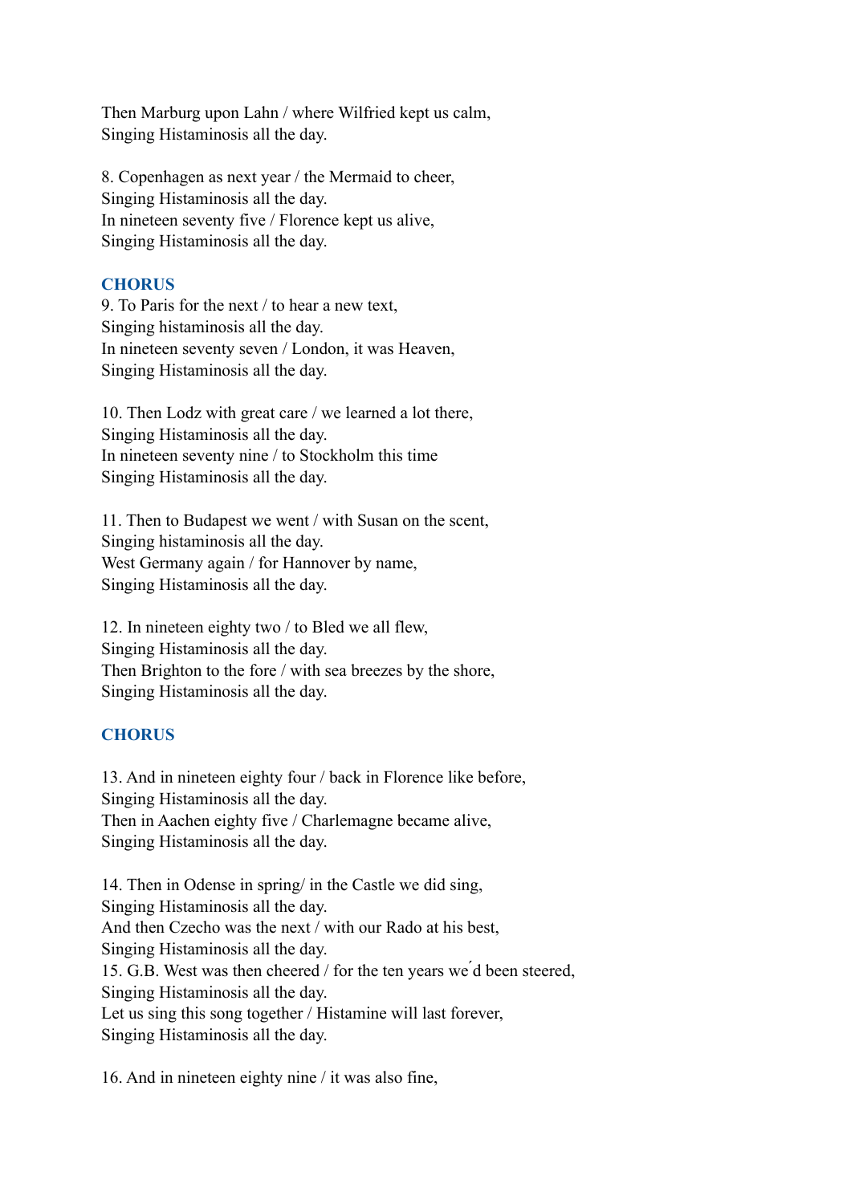Then Marburg upon Lahn / where Wilfried kept us calm,
Singing Histaminosis all the day.

8. Copenhagen as next year / the Mermaid to cheer,
Singing Histaminosis all the day.
In nineteen seventy five / Florence kept us alive,
Singing Histaminosis all the day.

**CHORUS**

9. To Paris for the next / to hear a new text,
Singing histaminosis all the day.
In nineteen seventy seven / London, it was Heaven,
Singing Histaminosis all the day.

10. Then Lodz with great care / we learned a lot there,
Singing Histaminosis all the day.
In nineteen seventy nine / to Stockholm this time
Singing Histaminosis all the day.

11. Then to Budapest we went / with Susan on the scent,
Singing histaminosis all the day.
West Germany again / for Hannover by name,
Singing Histaminosis all the day.

12. In nineteen eighty two / to Bled we all flew,
Singing Histaminosis all the day.
Then Brighton to the fore / with sea breezes by the shore,
Singing Histaminosis all the day.

**CHORUS**

13. And in nineteen eighty four / back in Florence like before,
Singing Histaminosis all the day.
Then in Aachen eighty five / Charlemagne became alive,
Singing Histaminosis all the day.

14. Then in Odense in spring/ in the Castle we did sing,
Singing Histaminosis all the day.
And then Czecho was the next / with our Rado at his best,
Singing Histaminosis all the day.
15. G.B. West was then cheered / for the ten years we´d been steered,
Singing Histaminosis all the day.
Let us sing this song together / Histamine will last forever,
Singing Histaminosis all the day.

16. And in nineteen eighty nine / it was also fine,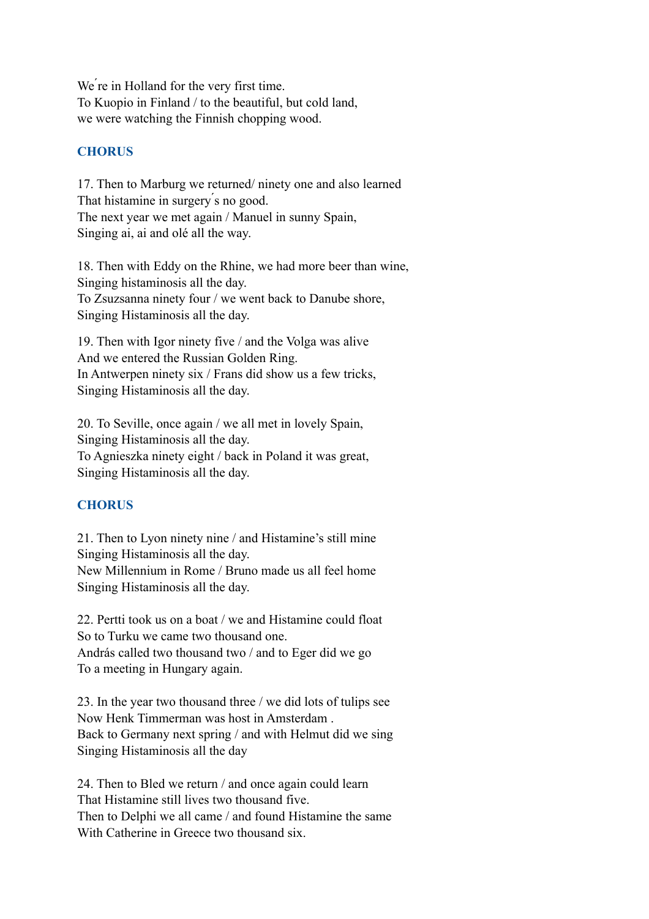We´re in Holland for the very first time.
To Kuopio in Finland / to the beautiful, but cold land,
we were watching the Finnish chopping wood.

**CHORUS**

17. Then to Marburg we returned/ ninety one and also learned
That histamine in surgery´s no good.
The next year we met again / Manuel in sunny Spain,
Singing ai, ai and olé all the way.

18. Then with Eddy on the Rhine, we had more beer than wine,
Singing histaminosis all the day.
To Zsuzsanna ninety four / we went back to Danube shore,
Singing Histaminosis all the day.

19. Then with Igor ninety five / and the Volga was alive
And we entered the Russian Golden Ring.
In Antwerpen ninety six / Frans did show us a few tricks,
Singing Histaminosis all the day.

20. To Seville, once again / we all met in lovely Spain,
Singing Histaminosis all the day.
To Agnieszka ninety eight / back in Poland it was great,
Singing Histaminosis all the day.

**CHORUS**

21. Then to Lyon ninety nine / and Histamine's still mine
Singing Histaminosis all the day.
New Millennium in Rome / Bruno made us all feel home
Singing Histaminosis all the day.

22. Pertti took us on a boat / we and Histamine could float
So to Turku we came two thousand one.
András called two thousand two / and to Eger did we go
To a meeting in Hungary again.

23. In the year two thousand three / we did lots of tulips see
Now Henk Timmerman was host in Amsterdam .
Back to Germany next spring / and with Helmut did we sing
Singing Histaminosis all the day

24. Then to Bled we return / and once again could learn
That Histamine still lives two thousand five.
Then to Delphi we all came / and found Histamine the same
With Catherine in Greece two thousand six.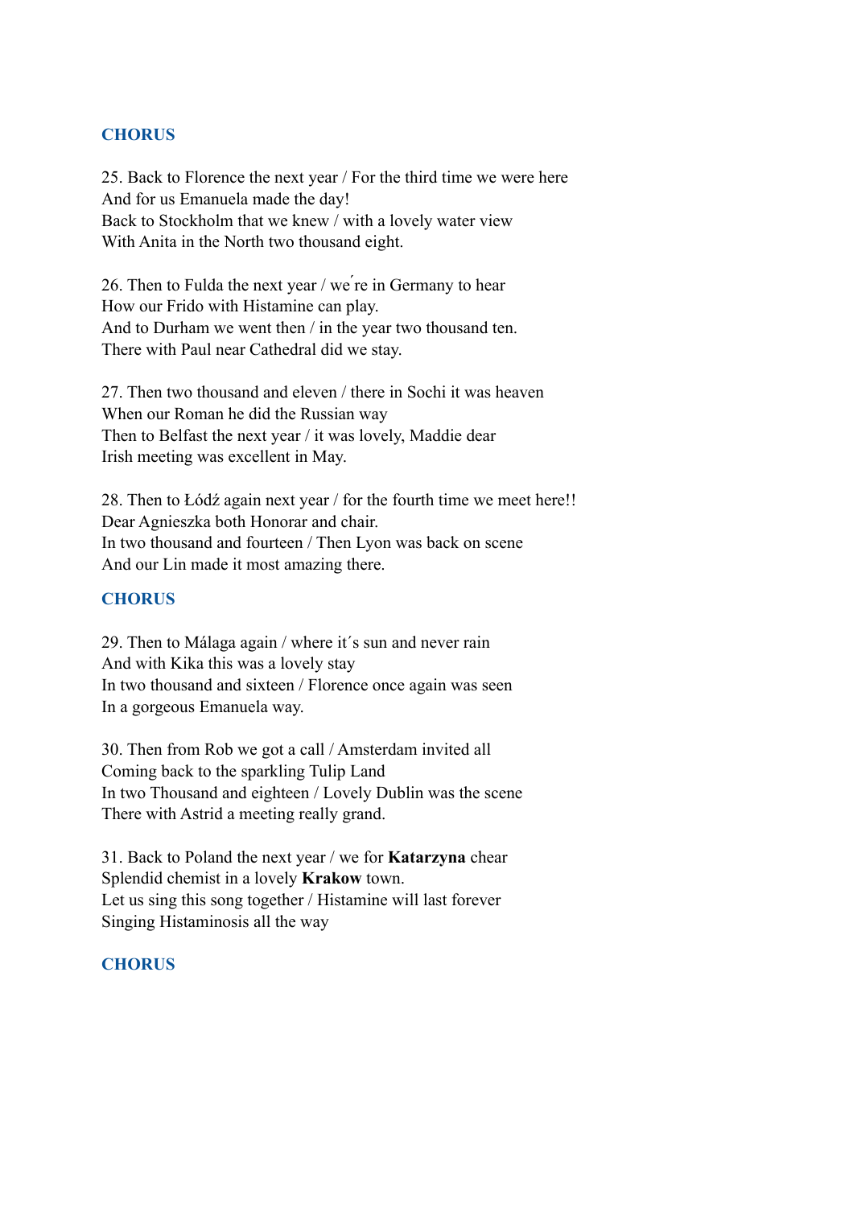**CHORUS**

25. Back to Florence the next year / For the third time we were here
And for us Emanuela made the day!
Back to Stockholm that we knew / with a lovely water view
With Anita in the North two thousand eight.

26. Then to Fulda the next year / we´re in Germany to hear
How our Frido with Histamine can play.
And to Durham we went then / in the year two thousand ten.
There with Paul near Cathedral did we stay.

27. Then two thousand and eleven / there in Sochi it was heaven
When our Roman he did the Russian way
Then to Belfast the next year / it was lovely, Maddie dear
Irish meeting was excellent in May.

28. Then to Łódź again next year / for the fourth time we meet here!!
Dear Agnieszka both Honorar and chair.
In two thousand and fourteen / Then Lyon was back on scene
And our Lin made it most amazing there.

**CHORUS**

29. Then to Málaga again / where it´s sun and never rain
And with Kika this was a lovely stay
In two thousand and sixteen / Florence once again was seen
In a gorgeous Emanuela way.

30. Then from Rob we got a call / Amsterdam invited all
Coming back to the sparkling Tulip Land
In two Thousand and eighteen / Lovely Dublin was the scene
There with Astrid a meeting really grand.

31. Back to Poland the next year / we for **Katarzyna** chear
Splendid chemist in a lovely **Krakow** town.
Let us sing this song together / Histamine will last forever
Singing Histaminosis all the way

**CHORUS**